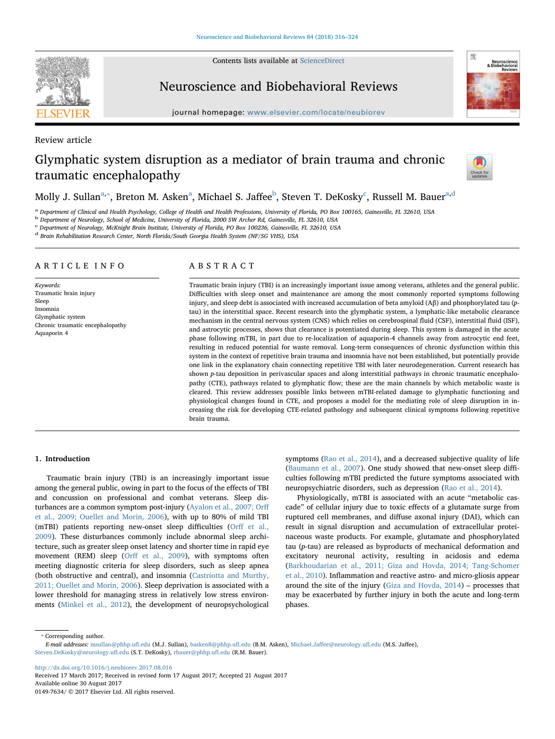Review article

# Glymphatic system disruption as a mediator of brain trauma and chronic traumatic encephalopathy

Molly J. Sullan[a,*], Breton M. Asken[a], Michael S. Jaffee[b], Steven T. DeKosky[c], Russell M. Bauer[a,d]

[a] Department of Clinical and Health Psychology, College of Health and Health Professions, University of Florida, PO Box 100165, Gainesville, FL 32610, USA
[b] Department of Neurology, School of Medicine, University of Florida, 2000 SW Archer Rd, Gainesville, FL 32610, USA
[c] Department of Neurology, McKnight Brain Institute, University of Florida, PO Box 100236, Gainesville, FL 32610, USA
[d] Brain Rehabilitation Research Center, North Florida/South Georgia Health System (NF/SG VHS), USA

## ARTICLE INFO

*Keywords:*
Traumatic brain injury
Sleep
Insomnia
Glymphatic system
Chronic traumatic encephalopathy
Aquaporin 4

## ABSTRACT

Traumatic brain injury (TBI) is an increasingly important issue among veterans, athletes and the general public. Difficulties with sleep onset and maintenance are among the most commonly reported symptoms following injury, and sleep debt is associated with increased accumulation of beta amyloid (Aβ) and phosphorylated tau (*p*-tau) in the interstitial space. Recent research into the glymphatic system, a lymphatic-like metabolic clearance mechanism in the central nervous system (CNS) which relies on cerebrospinal fluid (CSF), interstitial fluid (ISF), and astrocytic processes, shows that clearance is potentiated during sleep. This system is damaged in the acute phase following mTBI, in part due to re-localization of aquaporin-4 channels away from astrocytic end feet, resulting in reduced potential for waste removal. Long-term consequences of chronic dysfunction within this system in the context of repetitive brain trauma and insomnia have not been established, but potentially provide one link in the explanatory chain connecting repetitive TBI with later neurodegeneration. Current research has shown *p*-tau deposition in perivascular spaces and along interstitial pathways in chronic traumatic encephalopathy (CTE), pathways related to glymphatic flow; these are the main channels by which metabolic waste is cleared. This review addresses possible links between mTBI-related damage to glymphatic functioning and physiological changes found in CTE, and proposes a model for the mediating role of sleep disruption in increasing the risk for developing CTE-related pathology and subsequent clinical symptoms following repetitive brain trauma.

## 1. Introduction

Traumatic brain injury (TBI) is an increasingly important issue among the general public, owing in part to the focus of the effects of TBI and concussion on professional and combat veterans. Sleep disturbances are a common symptom post-injury (Ayalon et al., 2007; Orff et al., 2009; Ouellet and Morin, 2006), with up to 80% of mild TBI (mTBI) patients reporting new-onset sleep difficulties (Orff et al., 2009). These disturbances commonly include abnormal sleep architecture, such as greater sleep onset latency and shorter time in rapid eye movement (REM) sleep (Orff et al., 2009), with symptoms often meeting diagnostic criteria for sleep disorders, such as sleep apnea (both obstructive and central), and insomnia (Castriotta and Murthy, 2011; Ouellet and Morin, 2006). Sleep deprivation is associated with a lower threshold for managing stress in relatively low stress environments (Minkel et al., 2012), the development of neuropsychological symptoms (Rao et al., 2014), and a decreased subjective quality of life (Baumann et al., 2007). One study showed that new-onset sleep difficulties following mTBI predicted the future symptoms associated with neuropsychiatric disorders, such as depression (Rao et al., 2014).

Physiologically, mTBI is associated with an acute "metabolic cascade" of cellular injury due to toxic effects of a glutamate surge from ruptured cell membranes, and diffuse axonal injury (DAI), which can result in signal disruption and accumulation of extracellular proteinaceous waste products. For example, glutamate and phosphorylated tau (*p*-tau) are released as byproducts of mechanical deformation and excitatory neuronal activity, resulting in acidosis and edema (Barkhoudarian et al., 2011; Giza and Hovda, 2014; Tang-Schomer et al., 2010). Inflammation and reactive astro- and micro-gliosis appear around the site of the injury (Giza and Hovda, 2014) – processes that may be exacerbated by further injury in both the acute and long-term phases.

---

* Corresponding author.
*E-mail addresses:* msullan@phhp.ufl.edu (M.J. Sullan), basken8@phhp.ufl.edu (B.M. Asken), Michael.Jaffee@neurology.ufl.edu (M.S. Jaffee), Steven.DeKosky@neurology.ufl.edu (S.T. DeKosky), rbauer@phhp.ufl.edu (R.M. Bauer).

http://dx.doi.org/10.1016/j.neubiorev.2017.08.016
Received 17 March 2017; Received in revised form 17 August 2017; Accepted 21 August 2017
Available online 30 August 2017
0149-7634/ © 2017 Elsevier Ltd. All rights reserved.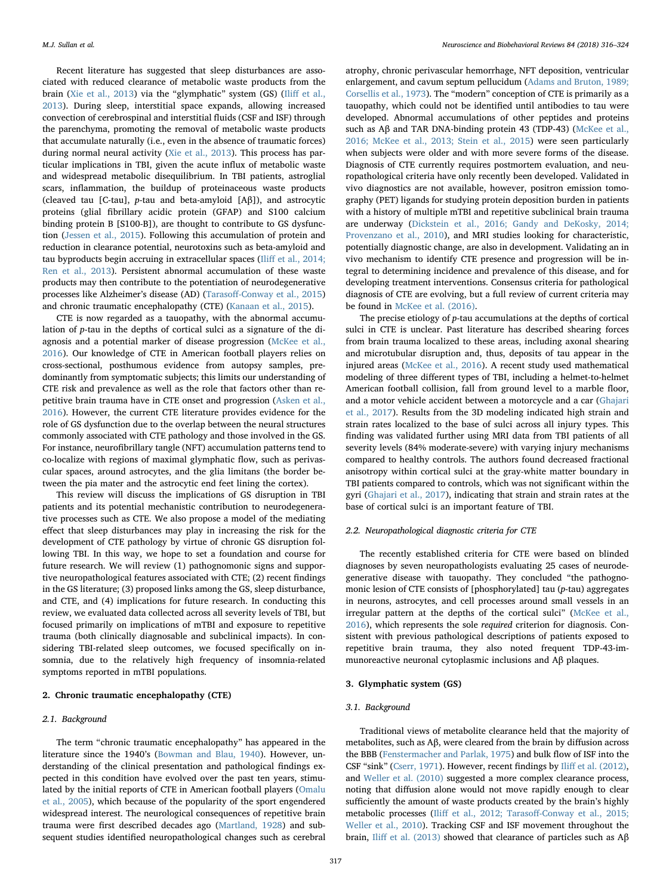Recent literature has suggested that sleep disturbances are associated with reduced clearance of metabolic waste products from the brain (Xie et al., 2013) via the "glymphatic" system (GS) (Iliff et al., 2013). During sleep, interstitial space expands, allowing increased convection of cerebrospinal and interstitial fluids (CSF and ISF) through the parenchyma, promoting the removal of metabolic waste products that accumulate naturally (i.e., even in the absence of traumatic forces) during normal neural activity (Xie et al., 2013). This process has particular implications in TBI, given the acute influx of metabolic waste and widespread metabolic disequilibrium. In TBI patients, astroglial scars, inflammation, the buildup of proteinaceous waste products (cleaved tau [C-tau], *p*-tau and beta-amyloid [Aβ]), and astrocytic proteins (glial fibrillary acidic protein (GFAP) and S100 calcium binding protein B [S100-B]), are thought to contribute to GS dysfunction (Jessen et al., 2015). Following this accumulation of protein and reduction in clearance potential, neurotoxins such as beta-amyloid and tau byproducts begin accruing in extracellular spaces (Iliff et al., 2014; Ren et al., 2013). Persistent abnormal accumulation of these waste products may then contribute to the potentiation of neurodegenerative processes like Alzheimer's disease (AD) (Tarasoff-Conway et al., 2015) and chronic traumatic encephalopathy (CTE) (Kanaan et al., 2015).

CTE is now regarded as a tauopathy, with the abnormal accumulation of *p*-tau in the depths of cortical sulci as a signature of the diagnosis and a potential marker of disease progression (McKee et al., 2016). Our knowledge of CTE in American football players relies on cross-sectional, posthumous evidence from autopsy samples, predominantly from symptomatic subjects; this limits our understanding of CTE risk and prevalence as well as the role that factors other than repetitive brain trauma have in CTE onset and progression (Asken et al., 2016). However, the current CTE literature provides evidence for the role of GS dysfunction due to the overlap between the neural structures commonly associated with CTE pathology and those involved in the GS. For instance, neurofibrillary tangle (NFT) accumulation patterns tend to co-localize with regions of maximal glymphatic flow, such as perivascular spaces, around astrocytes, and the glia limitans (the border between the pia mater and the astrocytic end feet lining the cortex).

This review will discuss the implications of GS disruption in TBI patients and its potential mechanistic contribution to neurodegenerative processes such as CTE. We also propose a model of the mediating effect that sleep disturbances may play in increasing the risk for the development of CTE pathology by virtue of chronic GS disruption following TBI. In this way, we hope to set a foundation and course for future research. We will review (1) pathognomonic signs and supportive neuropathological features associated with CTE; (2) recent findings in the GS literature; (3) proposed links among the GS, sleep disturbance, and CTE, and (4) implications for future research. In conducting this review, we evaluated data collected across all severity levels of TBI, but focused primarily on implications of mTBI and exposure to repetitive trauma (both clinically diagnosable and subclinical impacts). In considering TBI-related sleep outcomes, we focused specifically on insomnia, due to the relatively high frequency of insomnia-related symptoms reported in mTBI populations.

## 2. Chronic traumatic encephalopathy (CTE)

### 2.1. Background

The term "chronic traumatic encephalopathy" has appeared in the literature since the 1940's (Bowman and Blau, 1940). However, understanding of the clinical presentation and pathological findings expected in this condition have evolved over the past ten years, stimulated by the initial reports of CTE in American football players (Omalu et al., 2005), which because of the popularity of the sport engendered widespread interest. The neurological consequences of repetitive brain trauma were first described decades ago (Martland, 1928) and subsequent studies identified neuropathological changes such as cerebral atrophy, chronic perivascular hemorrhage, NFT deposition, ventricular enlargement, and cavum septum pellucidum (Adams and Bruton, 1989; Corsellis et al., 1973). The "modern" conception of CTE is primarily as a tauopathy, which could not be identified until antibodies to tau were developed. Abnormal accumulations of other peptides and proteins such as Aβ and TAR DNA-binding protein 43 (TDP-43) (McKee et al., 2016; McKee et al., 2013; Stein et al., 2015) were seen particularly when subjects were older and with more severe forms of the disease. Diagnosis of CTE currently requires postmortem evaluation, and neuropathological criteria have only recently been developed. Validated in vivo diagnostics are not available, however, positron emission tomography (PET) ligands for studying protein deposition burden in patients with a history of multiple mTBI and repetitive subclinical brain trauma are underway (Dickstein et al., 2016; Gandy and DeKosky, 2014; Provenzano et al., 2010), and MRI studies looking for characteristic, potentially diagnostic change, are also in development. Validating an in vivo mechanism to identify CTE presence and progression will be integral to determining incidence and prevalence of this disease, and for developing treatment interventions. Consensus criteria for pathological diagnosis of CTE are evolving, but a full review of current criteria may be found in McKee et al. (2016).

The precise etiology of *p*-tau accumulations at the depths of cortical sulci in CTE is unclear. Past literature has described shearing forces from brain trauma localized to these areas, including axonal shearing and microtubular disruption and, thus, deposits of tau appear in the injured areas (McKee et al., 2016). A recent study used mathematical modeling of three different types of TBI, including a helmet-to-helmet American football collision, fall from ground level to a marble floor, and a motor vehicle accident between a motorcycle and a car (Ghajari et al., 2017). Results from the 3D modeling indicated high strain and strain rates localized to the base of sulci across all injury types. This finding was validated further using MRI data from TBI patients of all severity levels (84% moderate-severe) with varying injury mechanisms compared to healthy controls. The authors found decreased fractional anisotropy within cortical sulci at the gray-white matter boundary in TBI patients compared to controls, which was not significant within the gyri (Ghajari et al., 2017), indicating that strain and strain rates at the base of cortical sulci is an important feature of TBI.

### 2.2. Neuropathological diagnostic criteria for CTE

The recently established criteria for CTE were based on blinded diagnoses by seven neuropathologists evaluating 25 cases of neurodegenerative disease with tauopathy. They concluded "the pathognomonic lesion of CTE consists of [phosphorylated] tau (*p*-tau) aggregates in neurons, astrocytes, and cell processes around small vessels in an irregular pattern at the depths of the cortical sulci" (McKee et al., 2016), which represents the sole *required* criterion for diagnosis. Consistent with previous pathological descriptions of patients exposed to repetitive brain trauma, they also noted frequent TDP-43-immunoreactive neuronal cytoplasmic inclusions and Aβ plaques.

## 3. Glymphatic system (GS)

### 3.1. Background

Traditional views of metabolite clearance held that the majority of metabolites, such as Aβ, were cleared from the brain by diffusion across the BBB (Fenstermacher and Parlak, 1975) and bulk flow of ISF into the CSF "sink" (Cserr, 1971). However, recent findings by Iliff et al. (2012), and Weller et al. (2010) suggested a more complex clearance process, noting that diffusion alone would not move rapidly enough to clear sufficiently the amount of waste products created by the brain's highly metabolic processes (Iliff et al., 2012; Tarasoff-Conway et al., 2015; Weller et al., 2010). Tracking CSF and ISF movement throughout the brain, Iliff et al. (2013) showed that clearance of particles such as Aβ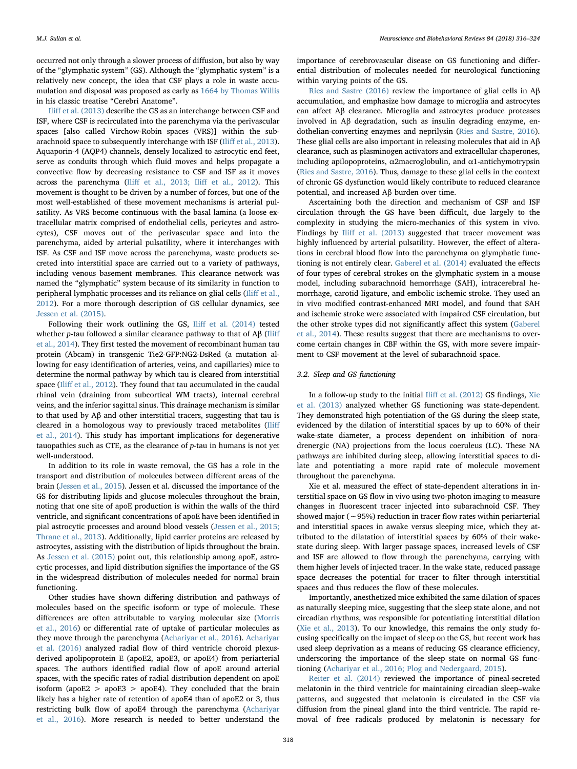occurred not only through a slower process of diffusion, but also by way of the "glymphatic system" (GS). Although the "glymphatic system" is a relatively new concept, the idea that CSF plays a role in waste accumulation and disposal was proposed as early as 1664 by Thomas Willis in his classic treatise "Cerebri Anatome".

Iliff et al. (2013) describe the GS as an interchange between CSF and ISF, where CSF is recirculated into the parenchyma via the perivascular spaces [also called Virchow-Robin spaces (VRS)] within the subarachnoid space to subsequently interchange with ISF (Iliff et al., 2013). Aquaporin-4 (AQP4) channels, densely localized to astrocytic end feet, serve as conduits through which fluid moves and helps propagate a convective flow by decreasing resistance to CSF and ISF as it moves across the parenchyma (Iliff et al., 2013; Iliff et al., 2012). This movement is thought to be driven by a number of forces, but one of the most well-established of these movement mechanisms is arterial pulsatility. As VRS become continuous with the basal lamina (a loose extracellular matrix comprised of endothelial cells, pericytes and astrocytes), CSF moves out of the perivascular space and into the parenchyma, aided by arterial pulsatility, where it interchanges with ISF. As CSF and ISF move across the parenchyma, waste products secreted into interstitial space are carried out to a variety of pathways, including venous basement membranes. This clearance network was named the "glymphatic" system because of its similarity in function to peripheral lymphatic processes and its reliance on glial cells (Iliff et al., 2012). For a more thorough description of GS cellular dynamics, see Jessen et al. (2015).

Following their work outlining the GS, Iliff et al. (2014) tested whether *p*-tau followed a similar clearance pathway to that of Aβ (Iliff et al., 2014). They first tested the movement of recombinant human tau protein (Abcam) in transgenic Tie2-GFP:NG2-DsRed (a mutation allowing for easy identification of arteries, veins, and capillaries) mice to determine the normal pathway by which tau is cleared from interstitial space (Iliff et al., 2012). They found that tau accumulated in the caudal rhinal vein (draining from subcortical WM tracts), internal cerebral veins, and the inferior sagittal sinus. This drainage mechanism is similar to that used by Aβ and other interstitial tracers, suggesting that tau is cleared in a homologous way to previously traced metabolites (Iliff et al., 2014). This study has important implications for degenerative tauopathies such as CTE, as the clearance of *p*-tau in humans is not yet well-understood.

In addition to its role in waste removal, the GS has a role in the transport and distribution of molecules between different areas of the brain (Jessen et al., 2015). Jessen et al. discussed the importance of the GS for distributing lipids and glucose molecules throughout the brain, noting that one site of apoE production is within the walls of the third ventricle, and significant concentrations of apoE have been identified in pial astrocytic processes and around blood vessels (Jessen et al., 2015; Thrane et al., 2013). Additionally, lipid carrier proteins are released by astrocytes, assisting with the distribution of lipids throughout the brain. As Jessen et al. (2015) point out, this relationship among apoE, astrocytic processes, and lipid distribution signifies the importance of the GS in the widespread distribution of molecules needed for normal brain functioning.

Other studies have shown differing distribution and pathways of molecules based on the specific isoform or type of molecule. These differences are often attributable to varying molecular size (Morris et al., 2016) or differential rate of uptake of particular molecules as they move through the parenchyma (Achariyar et al., 2016). Achariyar et al. (2016) analyzed radial flow of third ventricle choroid plexus-derived apolipoprotein E (apoE2, apoE3, or apoE4) from periarterial spaces. The authors identified radial flow of apoE around arterial spaces, with the specific rates of radial distribution dependent on apoE isoform (apoE2 > apoE3 > apoE4). They concluded that the brain likely has a higher rate of retention of apoE4 than of apoE2 or 3, thus restricting bulk flow of apoE4 through the parenchyma (Achariyar et al., 2016). More research is needed to better understand the importance of cerebrovascular disease on GS functioning and differential distribution of molecules needed for neurological functioning within varying points of the GS.

Ries and Sastre (2016) review the importance of glial cells in Aβ accumulation, and emphasize how damage to microglia and astrocytes can affect Aβ clearance. Microglia and astrocytes produce proteases involved in Aβ degradation, such as insulin degrading enzyme, endothelian-converting enzymes and neprilysin (Ries and Sastre, 2016). These glial cells are also important in releasing molecules that aid in Aβ clearance, such as plasminogen activators and extracellular chaperones, including apilopoproteins, α2macroglobulin, and α1-antichymotrypsin (Ries and Sastre, 2016). Thus, damage to these glial cells in the context of chronic GS dysfunction would likely contribute to reduced clearance potential, and increased Aβ burden over time.

Ascertaining both the direction and mechanism of CSF and ISF circulation through the GS have been difficult, due largely to the complexity in studying the micro-mechanics of this system in vivo. Findings by Iliff et al. (2013) suggested that tracer movement was highly influenced by arterial pulsatility. However, the effect of alterations in cerebral blood flow into the parenchyma on glymphatic functioning is not entirely clear. Gaberel et al. (2014) evaluated the effects of four types of cerebral strokes on the glymphatic system in a mouse model, including subarachnoid hemorrhage (SAH), intracerebral hemorrhage, carotid ligature, and embolic ischemic stroke. They used an in vivo modified contrast-enhanced MRI model, and found that SAH and ischemic stroke were associated with impaired CSF circulation, but the other stroke types did not significantly affect this system (Gaberel et al., 2014). These results suggest that there are mechanisms to overcome certain changes in CBF within the GS, with more severe impairment to CSF movement at the level of subarachnoid space.

### 3.2. Sleep and GS functioning

In a follow-up study to the initial Iliff et al. (2012) GS findings, Xie et al. (2013) analyzed whether GS functioning was state-dependent. They demonstrated high potentiation of the GS during the sleep state, evidenced by the dilation of interstitial spaces by up to 60% of their wake-state diameter, a process dependent on inhibition of noradrenergic (NA) projections from the locus coeruleus (LC). These NA pathways are inhibited during sleep, allowing interstitial spaces to dilate and potentiating a more rapid rate of molecule movement throughout the parenchyma.

Xie et al. measured the effect of state-dependent alterations in interstitial space on GS flow in vivo using two-photon imaging to measure changes in fluorescent tracer injected into subarachnoid CSF. They showed major (~95%) reduction in tracer flow rates within periarterial and interstitial spaces in awake versus sleeping mice, which they attributed to the dilatation of interstitial spaces by 60% of their wake-state during sleep. With larger passage spaces, increased levels of CSF and ISF are allowed to flow through the parenchyma, carrying with them higher levels of injected tracer. In the wake state, reduced passage space decreases the potential for tracer to filter through interstitial spaces and thus reduces the flow of these molecules.

Importantly, anesthetized mice exhibited the same dilation of spaces as naturally sleeping mice, suggesting that the sleep state alone, and not circadian rhythms, was responsible for potentiating interstitial dilation (Xie et al., 2013). To our knowledge, this remains the only study focusing specifically on the impact of sleep on the GS, but recent work has used sleep deprivation as a means of reducing GS clearance efficiency, underscoring the importance of the sleep state on normal GS functioning (Achariyar et al., 2016; Plog and Nedergaard, 2015).

Reiter et al. (2014) reviewed the importance of pineal-secreted melatonin in the third ventricle for maintaining circadian sleep–wake patterns, and suggested that melatonin is circulated in the CSF via diffusion from the pineal gland into the third ventricle. The rapid removal of free radicals produced by melatonin is necessary for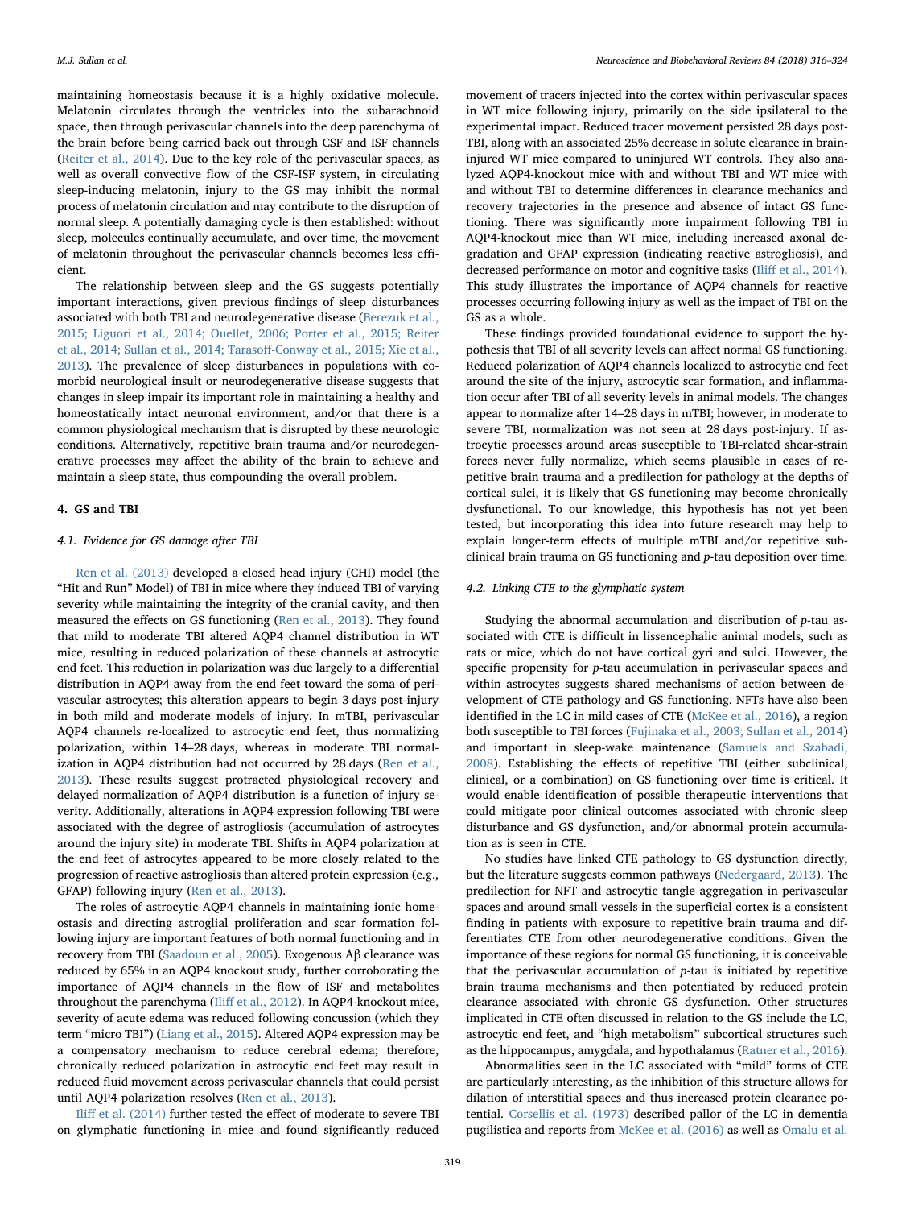maintaining homeostasis because it is a highly oxidative molecule. Melatonin circulates through the ventricles into the subarachnoid space, then through perivascular channels into the deep parenchyma of the brain before being carried back out through CSF and ISF channels (Reiter et al., 2014). Due to the key role of the perivascular spaces, as well as overall convective flow of the CSF-ISF system, in circulating sleep-inducing melatonin, injury to the GS may inhibit the normal process of melatonin circulation and may contribute to the disruption of normal sleep. A potentially damaging cycle is then established: without sleep, molecules continually accumulate, and over time, the movement of melatonin throughout the perivascular channels becomes less efficient.

The relationship between sleep and the GS suggests potentially important interactions, given previous findings of sleep disturbances associated with both TBI and neurodegenerative disease (Berezuk et al., 2015; Liguori et al., 2014; Ouellet, 2006; Porter et al., 2015; Reiter et al., 2014; Sullan et al., 2014; Tarasoff-Conway et al., 2015; Xie et al., 2013). The prevalence of sleep disturbances in populations with comorbid neurological insult or neurodegenerative disease suggests that changes in sleep impair its important role in maintaining a healthy and homeostatically intact neuronal environment, and/or that there is a common physiological mechanism that is disrupted by these neurologic conditions. Alternatively, repetitive brain trauma and/or neurodegenerative processes may affect the ability of the brain to achieve and maintain a sleep state, thus compounding the overall problem.

## 4. GS and TBI

### 4.1. Evidence for GS damage after TBI

Ren et al. (2013) developed a closed head injury (CHI) model (the "Hit and Run" Model) of TBI in mice where they induced TBI of varying severity while maintaining the integrity of the cranial cavity, and then measured the effects on GS functioning (Ren et al., 2013). They found that mild to moderate TBI altered AQP4 channel distribution in WT mice, resulting in reduced polarization of these channels at astrocytic end feet. This reduction in polarization was due largely to a differential distribution in AQP4 away from the end feet toward the soma of perivascular astrocytes; this alteration appears to begin 3 days post-injury in both mild and moderate models of injury. In mTBI, perivascular AQP4 channels re-localized to astrocytic end feet, thus normalizing polarization, within 14–28 days, whereas in moderate TBI normalization in AQP4 distribution had not occurred by 28 days (Ren et al., 2013). These results suggest protracted physiological recovery and delayed normalization of AQP4 distribution is a function of injury severity. Additionally, alterations in AQP4 expression following TBI were associated with the degree of astrogliosis (accumulation of astrocytes around the injury site) in moderate TBI. Shifts in AQP4 polarization at the end feet of astrocytes appeared to be more closely related to the progression of reactive astrogliosis than altered protein expression (e.g., GFAP) following injury (Ren et al., 2013).

The roles of astrocytic AQP4 channels in maintaining ionic homeostasis and directing astroglial proliferation and scar formation following injury are important features of both normal functioning and in recovery from TBI (Saadoun et al., 2005). Exogenous Aβ clearance was reduced by 65% in an AQP4 knockout study, further corroborating the importance of AQP4 channels in the flow of ISF and metabolites throughout the parenchyma (Iliff et al., 2012). In AQP4-knockout mice, severity of acute edema was reduced following concussion (which they term "micro TBI") (Liang et al., 2015). Altered AQP4 expression may be a compensatory mechanism to reduce cerebral edema; therefore, chronically reduced polarization in astrocytic end feet may result in reduced fluid movement across perivascular channels that could persist until AQP4 polarization resolves (Ren et al., 2013).

Iliff et al. (2014) further tested the effect of moderate to severe TBI on glymphatic functioning in mice and found significantly reduced movement of tracers injected into the cortex within perivascular spaces in WT mice following injury, primarily on the side ipsilateral to the experimental impact. Reduced tracer movement persisted 28 days post-TBI, along with an associated 25% decrease in solute clearance in brain-injured WT mice compared to uninjured WT controls. They also analyzed AQP4-knockout mice with and without TBI and WT mice with and without TBI to determine differences in clearance mechanics and recovery trajectories in the presence and absence of intact GS functioning. There was significantly more impairment following TBI in AQP4-knockout mice than WT mice, including increased axonal degradation and GFAP expression (indicating reactive astrogliosis), and decreased performance on motor and cognitive tasks (Iliff et al., 2014). This study illustrates the importance of AQP4 channels for reactive processes occurring following injury as well as the impact of TBI on the GS as a whole.

These findings provided foundational evidence to support the hypothesis that TBI of all severity levels can affect normal GS functioning. Reduced polarization of AQP4 channels localized to astrocytic end feet around the site of the injury, astrocytic scar formation, and inflammation occur after TBI of all severity levels in animal models. The changes appear to normalize after 14–28 days in mTBI; however, in moderate to severe TBI, normalization was not seen at 28 days post-injury. If astrocytic processes around areas susceptible to TBI-related shear-strain forces never fully normalize, which seems plausible in cases of repetitive brain trauma and a predilection for pathology at the depths of cortical sulci, it is likely that GS functioning may become chronically dysfunctional. To our knowledge, this hypothesis has not yet been tested, but incorporating this idea into future research may help to explain longer-term effects of multiple mTBI and/or repetitive subclinical brain trauma on GS functioning and *p*-tau deposition over time.

### 4.2. Linking CTE to the glymphatic system

Studying the abnormal accumulation and distribution of *p*-tau associated with CTE is difficult in lissencephalic animal models, such as rats or mice, which do not have cortical gyri and sulci. However, the specific propensity for *p*-tau accumulation in perivascular spaces and within astrocytes suggests shared mechanisms of action between development of CTE pathology and GS functioning. NFTs have also been identified in the LC in mild cases of CTE (McKee et al., 2016), a region both susceptible to TBI forces (Fujinaka et al., 2003; Sullan et al., 2014) and important in sleep-wake maintenance (Samuels and Szabadi, 2008). Establishing the effects of repetitive TBI (either subclinical, clinical, or a combination) on GS functioning over time is critical. It would enable identification of possible therapeutic interventions that could mitigate poor clinical outcomes associated with chronic sleep disturbance and GS dysfunction, and/or abnormal protein accumulation as is seen in CTE.

No studies have linked CTE pathology to GS dysfunction directly, but the literature suggests common pathways (Nedergaard, 2013). The predilection for NFT and astrocytic tangle aggregation in perivascular spaces and around small vessels in the superficial cortex is a consistent finding in patients with exposure to repetitive brain trauma and differentiates CTE from other neurodegenerative conditions. Given the importance of these regions for normal GS functioning, it is conceivable that the perivascular accumulation of *p*-tau is initiated by repetitive brain trauma mechanisms and then potentiated by reduced protein clearance associated with chronic GS dysfunction. Other structures implicated in CTE often discussed in relation to the GS include the LC, astrocytic end feet, and "high metabolism" subcortical structures such as the hippocampus, amygdala, and hypothalamus (Ratner et al., 2016).

Abnormalities seen in the LC associated with "mild" forms of CTE are particularly interesting, as the inhibition of this structure allows for dilation of interstitial spaces and thus increased protein clearance potential. Corsellis et al. (1973) described pallor of the LC in dementia pugilistica and reports from McKee et al. (2016) as well as Omalu et al.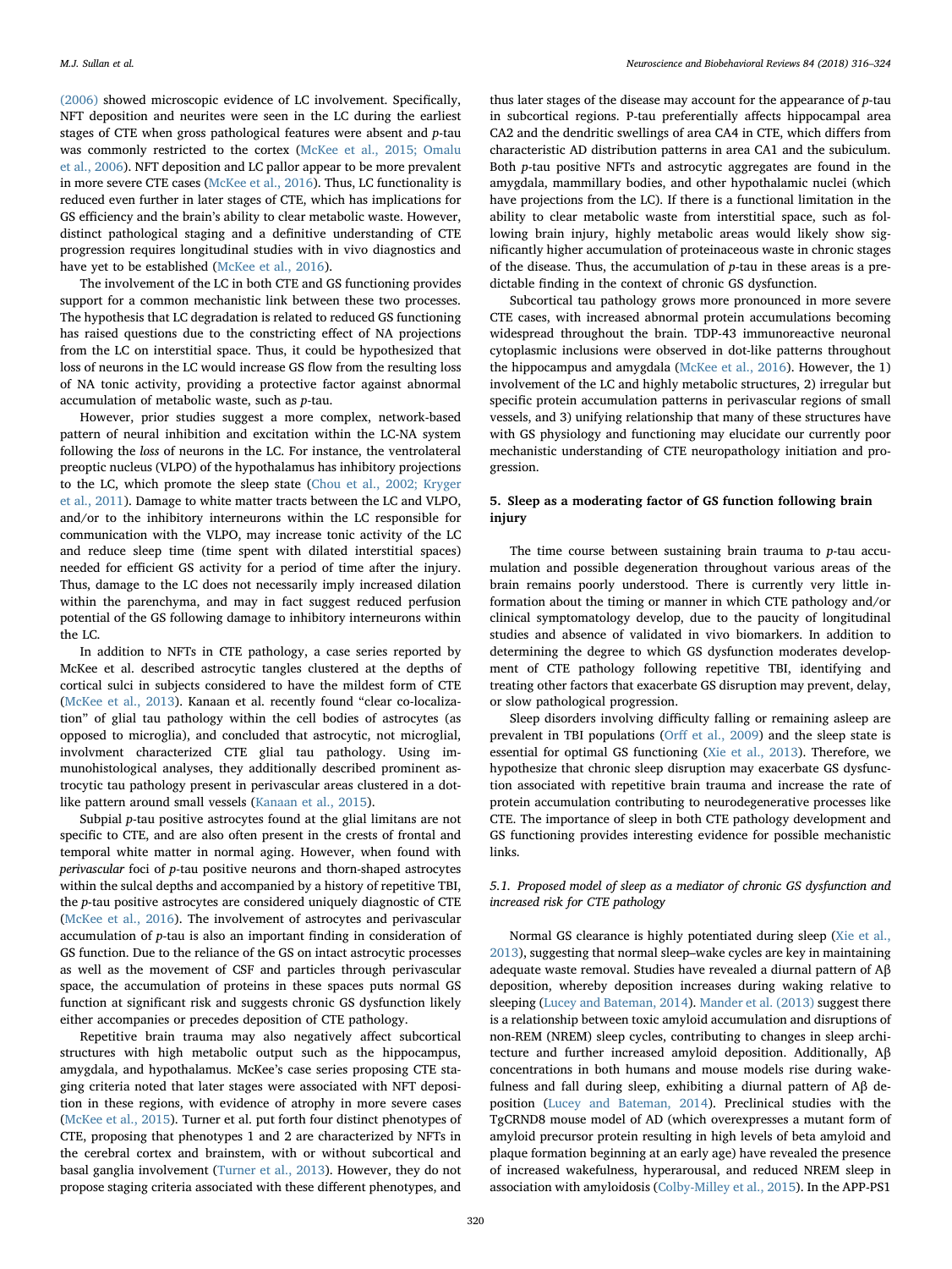(2006) showed microscopic evidence of LC involvement. Specifically, NFT deposition and neurites were seen in the LC during the earliest stages of CTE when gross pathological features were absent and *p*-tau was commonly restricted to the cortex (McKee et al., 2015; Omalu et al., 2006). NFT deposition and LC pallor appear to be more prevalent in more severe CTE cases (McKee et al., 2016). Thus, LC functionality is reduced even further in later stages of CTE, which has implications for GS efficiency and the brain's ability to clear metabolic waste. However, distinct pathological staging and a definitive understanding of CTE progression requires longitudinal studies with in vivo diagnostics and have yet to be established (McKee et al., 2016).

The involvement of the LC in both CTE and GS functioning provides support for a common mechanistic link between these two processes. The hypothesis that LC degradation is related to reduced GS functioning has raised questions due to the constricting effect of NA projections from the LC on interstitial space. Thus, it could be hypothesized that loss of neurons in the LC would increase GS flow from the resulting loss of NA tonic activity, providing a protective factor against abnormal accumulation of metabolic waste, such as *p*-tau.

However, prior studies suggest a more complex, network-based pattern of neural inhibition and excitation within the LC-NA system following the *loss* of neurons in the LC. For instance, the ventrolateral preoptic nucleus (VLPO) of the hypothalamus has inhibitory projections to the LC, which promote the sleep state (Chou et al., 2002; Kryger et al., 2011). Damage to white matter tracts between the LC and VLPO, and/or to the inhibitory interneurons within the LC responsible for communication with the VLPO, may increase tonic activity of the LC and reduce sleep time (time spent with dilated interstitial spaces) needed for efficient GS activity for a period of time after the injury. Thus, damage to the LC does not necessarily imply increased dilation within the parenchyma, and may in fact suggest reduced perfusion potential of the GS following damage to inhibitory interneurons within the LC.

In addition to NFTs in CTE pathology, a case series reported by McKee et al. described astrocytic tangles clustered at the depths of cortical sulci in subjects considered to have the mildest form of CTE (McKee et al., 2013). Kanaan et al. recently found "clear co-localization" of glial tau pathology within the cell bodies of astrocytes (as opposed to microglia), and concluded that astrocytic, not microglial, involvment characterized CTE glial tau pathology. Using immunohistological analyses, they additionally described prominent astrocytic tau pathology present in perivascular areas clustered in a dot-like pattern around small vessels (Kanaan et al., 2015).

Subpial *p*-tau positive astrocytes found at the glial limitans are not specific to CTE, and are also often present in the crests of frontal and temporal white matter in normal aging. However, when found with *perivascular* foci of *p*-tau positive neurons and thorn-shaped astrocytes within the sulcal depths and accompanied by a history of repetitive TBI, the *p*-tau positive astrocytes are considered uniquely diagnostic of CTE (McKee et al., 2016). The involvement of astrocytes and perivascular accumulation of *p*-tau is also an important finding in consideration of GS function. Due to the reliance of the GS on intact astrocytic processes as well as the movement of CSF and particles through perivascular space, the accumulation of proteins in these spaces puts normal GS function at significant risk and suggests chronic GS dysfunction likely either accompanies or precedes deposition of CTE pathology.

Repetitive brain trauma may also negatively affect subcortical structures with high metabolic output such as the hippocampus, amygdala, and hypothalamus. McKee's case series proposing CTE staging criteria noted that later stages were associated with NFT deposition in these regions, with evidence of atrophy in more severe cases (McKee et al., 2015). Turner et al. put forth four distinct phenotypes of CTE, proposing that phenotypes 1 and 2 are characterized by NFTs in the cerebral cortex and brainstem, with or without subcortical and basal ganglia involvement (Turner et al., 2013). However, they do not propose staging criteria associated with these different phenotypes, and thus later stages of the disease may account for the appearance of *p*-tau in subcortical regions. P-tau preferentially affects hippocampal area CA2 and the dendritic swellings of area CA4 in CTE, which differs from characteristic AD distribution patterns in area CA1 and the subiculum. Both *p*-tau positive NFTs and astrocytic aggregates are found in the amygdala, mammillary bodies, and other hypothalamic nuclei (which have projections from the LC). If there is a functional limitation in the ability to clear metabolic waste from interstitial space, such as following brain injury, highly metabolic areas would likely show significantly higher accumulation of proteinaceous waste in chronic stages of the disease. Thus, the accumulation of *p*-tau in these areas is a predictable finding in the context of chronic GS dysfunction.

Subcortical tau pathology grows more pronounced in more severe CTE cases, with increased abnormal protein accumulations becoming widespread throughout the brain. TDP-43 immunoreactive neuronal cytoplasmic inclusions were observed in dot-like patterns throughout the hippocampus and amygdala (McKee et al., 2016). However, the 1) involvement of the LC and highly metabolic structures, 2) irregular but specific protein accumulation patterns in perivascular regions of small vessels, and 3) unifying relationship that many of these structures have with GS physiology and functioning may elucidate our currently poor mechanistic understanding of CTE neuropathology initiation and progression.

## 5. Sleep as a moderating factor of GS function following brain injury

The time course between sustaining brain trauma to *p*-tau accumulation and possible degeneration throughout various areas of the brain remains poorly understood. There is currently very little information about the timing or manner in which CTE pathology and/or clinical symptomatology develop, due to the paucity of longitudinal studies and absence of validated in vivo biomarkers. In addition to determining the degree to which GS dysfunction moderates development of CTE pathology following repetitive TBI, identifying and treating other factors that exacerbate GS disruption may prevent, delay, or slow pathological progression.

Sleep disorders involving difficulty falling or remaining asleep are prevalent in TBI populations (Orff et al., 2009) and the sleep state is essential for optimal GS functioning (Xie et al., 2013). Therefore, we hypothesize that chronic sleep disruption may exacerbate GS dysfunction associated with repetitive brain trauma and increase the rate of protein accumulation contributing to neurodegenerative processes like CTE. The importance of sleep in both CTE pathology development and GS functioning provides interesting evidence for possible mechanistic links.

### 5.1. Proposed model of sleep as a mediator of chronic GS dysfunction and increased risk for CTE pathology

Normal GS clearance is highly potentiated during sleep (Xie et al., 2013), suggesting that normal sleep–wake cycles are key in maintaining adequate waste removal. Studies have revealed a diurnal pattern of Aβ deposition, whereby deposition increases during waking relative to sleeping (Lucey and Bateman, 2014). Mander et al. (2013) suggest there is a relationship between toxic amyloid accumulation and disruptions of non-REM (NREM) sleep cycles, contributing to changes in sleep architecture and further increased amyloid deposition. Additionally, Aβ concentrations in both humans and mouse models rise during wakefulness and fall during sleep, exhibiting a diurnal pattern of Aβ deposition (Lucey and Bateman, 2014). Preclinical studies with the TgCRND8 mouse model of AD (which overexpresses a mutant form of amyloid precursor protein resulting in high levels of beta amyloid and plaque formation beginning at an early age) have revealed the presence of increased wakefulness, hyperarousal, and reduced NREM sleep in association with amyloidosis (Colby-Milley et al., 2015). In the APP-PS1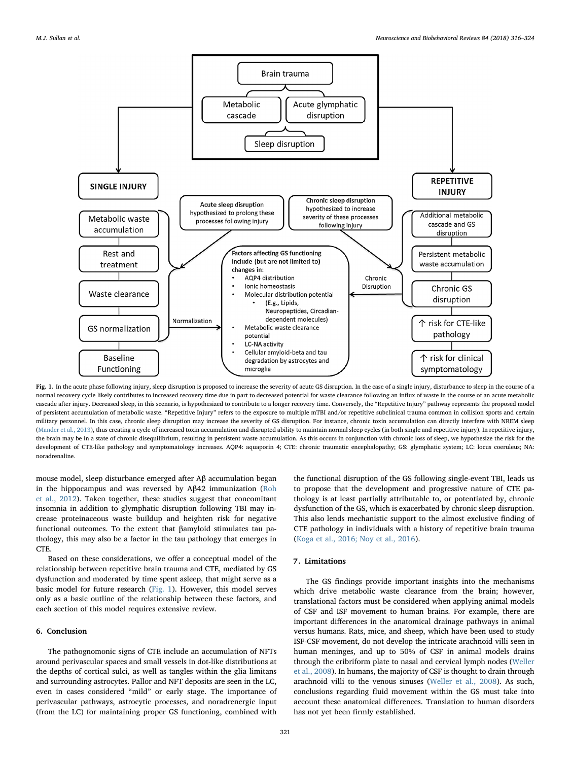Brain trauma

Metabolic cascade

Acute glymphatic disruption

Sleep disruption

SINGLE INJURY

Metabolic waste accumulation

Rest and treatment

Waste clearance

GS normalization

Baseline Functioning

Acute sleep disruption hypothesized to prolong these processes following injury

Chronic sleep disruption hypothesized to increase severity of these processes following injury

Factors affecting GS functioning include (but are not limited to) changes in:

- AQP4 distribution
- Ionic homeostasis
- Molecular distribution potential
  - (E.g., Lipids, Neuropeptides, Circadian-dependent molecules)
- Metabolic waste clearance potential
- LC-NA activity
- Cellular amyloid-beta and tau degradation by astrocytes and microglia

Normalization

Chronic Disruption

REPETITIVE INJURY

Additional metabolic cascade and GS disruption

Persistent metabolic waste accumulation

Chronic GS disruption

↑ risk for CTE-like pathology

↑ risk for clinical symptomatology

**Fig. 1.** In the acute phase following injury, sleep disruption is proposed to increase the severity of acute GS disruption. In the case of a single injury, disturbance to sleep in the course of a normal recovery cycle likely contributes to increased recovery time due in part to decreased potential for waste clearance following an influx of waste in the course of an acute metabolic cascade after injury. Decreased sleep, in this scenario, is hypothesized to contribute to a longer recovery time. Conversely, the "Repetitive Injury" pathway represents the proposed model of persistent accumulation of metabolic waste. "Repetitive Injury" refers to the exposure to multiple mTBI and/or repetitive subclinical trauma common in collision sports and certain military personnel. In this case, chronic sleep disruption may increase the severity of GS disruption. For instance, chronic toxin accumulation can directly interfere with NREM sleep (Mander et al., 2013), thus creating a cycle of increased toxin accumulation and disrupted ability to maintain normal sleep cycles (in both single and repetitive injury). In repetitive injury, the brain may be in a state of chronic disequilibrium, resulting in persistent waste accumulation. As this occurs in conjunction with chronic loss of sleep, we hypothesize the risk for the development of CTE-like pathology and symptomatology increases. AQP4: aquaporin 4; CTE: chronic traumatic encephalopathy; GS: glymphatic system; LC: locus coeruleus; NA: noradrenaline.

mouse model, sleep disturbance emerged after Aβ accumulation began in the hippocampus and was reversed by Aβ42 immunization (Roh et al., 2012). Taken together, these studies suggest that concomitant insomnia in addition to glymphatic disruption following TBI may increase proteinaceous waste buildup and heighten risk for negative functional outcomes. To the extent that βamyloid stimulates tau pathology, this may also be a factor in the tau pathology that emerges in CTE.

Based on these considerations, we offer a conceptual model of the relationship between repetitive brain trauma and CTE, mediated by GS dysfunction and moderated by time spent asleep, that might serve as a basic model for future research (Fig. 1). However, this model serves only as a basic outline of the relationship between these factors, and each section of this model requires extensive review.

## 6. Conclusion

The pathognomonic signs of CTE include an accumulation of NFTs around perivascular spaces and small vessels in dot-like distributions at the depths of cortical sulci, as well as tangles within the glia limitans and surrounding astrocytes. Pallor and NFT deposits are seen in the LC, even in cases considered "mild" or early stage. The importance of perivascular pathways, astrocytic processes, and noradrenergic input (from the LC) for maintaining proper GS functioning, combined with the functional disruption of the GS following single-event TBI, leads us to propose that the development and progressive nature of CTE pathology is at least partially attributable to, or potentiated by, chronic dysfunction of the GS, which is exacerbated by chronic sleep disruption. This also lends mechanistic support to the almost exclusive finding of CTE pathology in individuals with a history of repetitive brain trauma (Koga et al., 2016; Noy et al., 2016).

## 7. Limitations

The GS findings provide important insights into the mechanisms which drive metabolic waste clearance from the brain; however, translational factors must be considered when applying animal models of CSF and ISF movement to human brains. For example, there are important differences in the anatomical drainage pathways in animal versus humans. Rats, mice, and sheep, which have been used to study ISF-CSF movement, do not develop the intricate arachnoid villi seen in human meninges, and up to 50% of CSF in animal models drains through the cribriform plate to nasal and cervical lymph nodes (Weller et al., 2008). In humans, the majority of CSF is thought to drain through arachnoid villi to the venous sinuses (Weller et al., 2008). As such, conclusions regarding fluid movement within the GS must take into account these anatomical differences. Translation to human disorders has not yet been firmly established.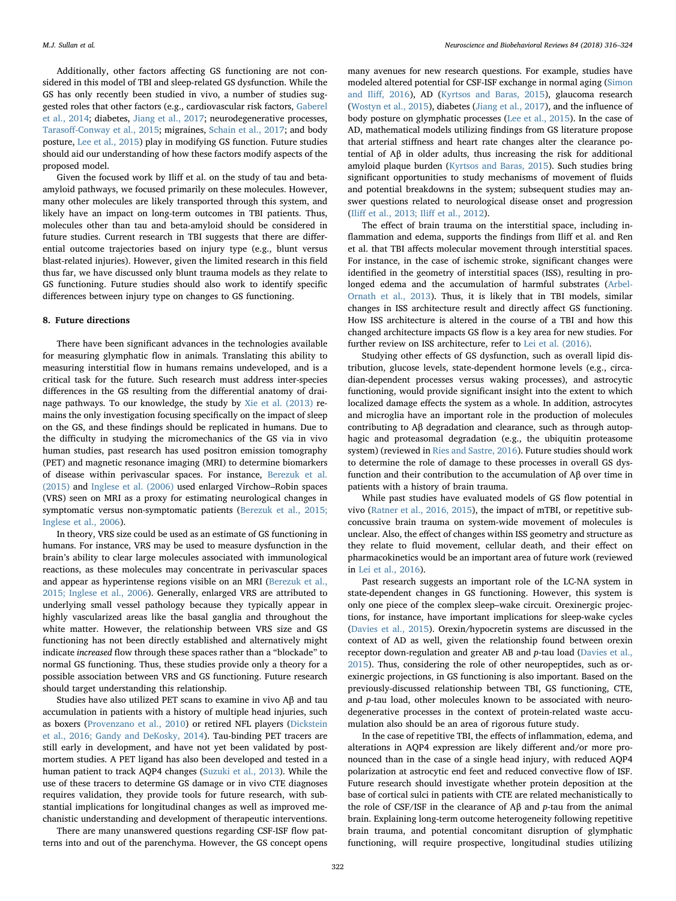Additionally, other factors affecting GS functioning are not considered in this model of TBI and sleep-related GS dysfunction. While the GS has only recently been studied in vivo, a number of studies suggested roles that other factors (e.g., cardiovascular risk factors, Gaberel et al., 2014; diabetes, Jiang et al., 2017; neurodegenerative processes, Tarasoff-Conway et al., 2015; migraines, Schain et al., 2017; and body posture, Lee et al., 2015) play in modifying GS function. Future studies should aid our understanding of how these factors modify aspects of the proposed model.

Given the focused work by Iliff et al. on the study of tau and beta-amyloid pathways, we focused primarily on these molecules. However, many other molecules are likely transported through this system, and likely have an impact on long-term outcomes in TBI patients. Thus, molecules other than tau and beta-amyloid should be considered in future studies. Current research in TBI suggests that there are differential outcome trajectories based on injury type (e.g., blunt versus blast-related injuries). However, given the limited research in this field thus far, we have discussed only blunt trauma models as they relate to GS functioning. Future studies should also work to identify specific differences between injury type on changes to GS functioning.

## 8. Future directions

There have been significant advances in the technologies available for measuring glymphatic flow in animals. Translating this ability to measuring interstitial flow in humans remains undeveloped, and is a critical task for the future. Such research must address inter-species differences in the GS resulting from the differential anatomy of drainage pathways. To our knowledge, the study by Xie et al. (2013) remains the only investigation focusing specifically on the impact of sleep on the GS, and these findings should be replicated in humans. Due to the difficulty in studying the micromechanics of the GS via in vivo human studies, past research has used positron emission tomography (PET) and magnetic resonance imaging (MRI) to determine biomarkers of disease within perivascular spaces. For instance, Berezuk et al. (2015) and Inglese et al. (2006) used enlarged Virchow–Robin spaces (VRS) seen on MRI as a proxy for estimating neurological changes in symptomatic versus non-symptomatic patients (Berezuk et al., 2015; Inglese et al., 2006).

In theory, VRS size could be used as an estimate of GS functioning in humans. For instance, VRS may be used to measure dysfunction in the brain's ability to clear large molecules associated with immunological reactions, as these molecules may concentrate in perivascular spaces and appear as hyperintense regions visible on an MRI (Berezuk et al., 2015; Inglese et al., 2006). Generally, enlarged VRS are attributed to underlying small vessel pathology because they typically appear in highly vascularized areas like the basal ganglia and throughout the white matter. However, the relationship between VRS size and GS functioning has not been directly established and alternatively might indicate *increased* flow through these spaces rather than a "blockade" to normal GS functioning. Thus, these studies provide only a theory for a possible association between VRS and GS functioning. Future research should target understanding this relationship.

Studies have also utilized PET scans to examine in vivo Aβ and tau accumulation in patients with a history of multiple head injuries, such as boxers (Provenzano et al., 2010) or retired NFL players (Dickstein et al., 2016; Gandy and DeKosky, 2014). Tau-binding PET tracers are still early in development, and have not yet been validated by postmortem studies. A PET ligand has also been developed and tested in a human patient to track AQP4 changes (Suzuki et al., 2013). While the use of these tracers to determine GS damage or in vivo CTE diagnoses requires validation, they provide tools for future research, with substantial implications for longitudinal changes as well as improved mechanistic understanding and development of therapeutic interventions.

There are many unanswered questions regarding CSF-ISF flow patterns into and out of the parenchyma. However, the GS concept opens many avenues for new research questions. For example, studies have modeled altered potential for CSF-ISF exchange in normal aging (Simon and Iliff, 2016), AD (Kyrtsos and Baras, 2015), glaucoma research (Wostyn et al., 2015), diabetes (Jiang et al., 2017), and the influence of body posture on glymphatic processes (Lee et al., 2015). In the case of AD, mathematical models utilizing findings from GS literature propose that arterial stiffness and heart rate changes alter the clearance potential of Aβ in older adults, thus increasing the risk for additional amyloid plaque burden (Kyrtsos and Baras, 2015). Such studies bring significant opportunities to study mechanisms of movement of fluids and potential breakdowns in the system; subsequent studies may answer questions related to neurological disease onset and progression (Iliff et al., 2013; Iliff et al., 2012).

The effect of brain trauma on the interstitial space, including inflammation and edema, supports the findings from Iliff et al. and Ren et al. that TBI affects molecular movement through interstitial spaces. For instance, in the case of ischemic stroke, significant changes were identified in the geometry of interstitial spaces (ISS), resulting in prolonged edema and the accumulation of harmful substrates (Arbel-Ornath et al., 2013). Thus, it is likely that in TBI models, similar changes in ISS architecture result and directly affect GS functioning. How ISS architecture is altered in the course of a TBI and how this changed architecture impacts GS flow is a key area for new studies. For further review on ISS architecture, refer to Lei et al. (2016).

Studying other effects of GS dysfunction, such as overall lipid distribution, glucose levels, state-dependent hormone levels (e.g., circadian-dependent processes versus waking processes), and astrocytic functioning, would provide significant insight into the extent to which localized damage effects the system as a whole. In addition, astrocytes and microglia have an important role in the production of molecules contributing to Aβ degradation and clearance, such as through autophagic and proteasomal degradation (e.g., the ubiquitin proteasome system) (reviewed in Ries and Sastre, 2016). Future studies should work to determine the role of damage to these processes in overall GS dysfunction and their contribution to the accumulation of Aβ over time in patients with a history of brain trauma.

While past studies have evaluated models of GS flow potential in vivo (Ratner et al., 2016, 2015), the impact of mTBI, or repetitive subconcussive brain trauma on system-wide movement of molecules is unclear. Also, the effect of changes within ISS geometry and structure as they relate to fluid movement, cellular death, and their effect on pharmacokinetics would be an important area of future work (reviewed in Lei et al., 2016).

Past research suggests an important role of the LC-NA system in state-dependent changes in GS functioning. However, this system is only one piece of the complex sleep–wake circuit. Orexinergic projections, for instance, have important implications for sleep-wake cycles (Davies et al., 2015). Orexin/hypocretin systems are discussed in the context of AD as well, given the relationship found between orexin receptor down-regulation and greater AB and *p*-tau load (Davies et al., 2015). Thus, considering the role of other neuropeptides, such as orexinergic projections, in GS functioning is also important. Based on the previously-discussed relationship between TBI, GS functioning, CTE, and *p*-tau load, other molecules known to be associated with neurodegenerative processes in the context of protein-related waste accumulation also should be an area of rigorous future study.

In the case of repetitive TBI, the effects of inflammation, edema, and alterations in AQP4 expression are likely different and/or more pronounced than in the case of a single head injury, with reduced AQP4 polarization at astrocytic end feet and reduced convective flow of ISF. Future research should investigate whether protein deposition at the base of cortical sulci in patients with CTE are related mechanistically to the role of CSF/ISF in the clearance of Aβ and *p*-tau from the animal brain. Explaining long-term outcome heterogeneity following repetitive brain trauma, and potential concomitant disruption of glymphatic functioning, will require prospective, longitudinal studies utilizing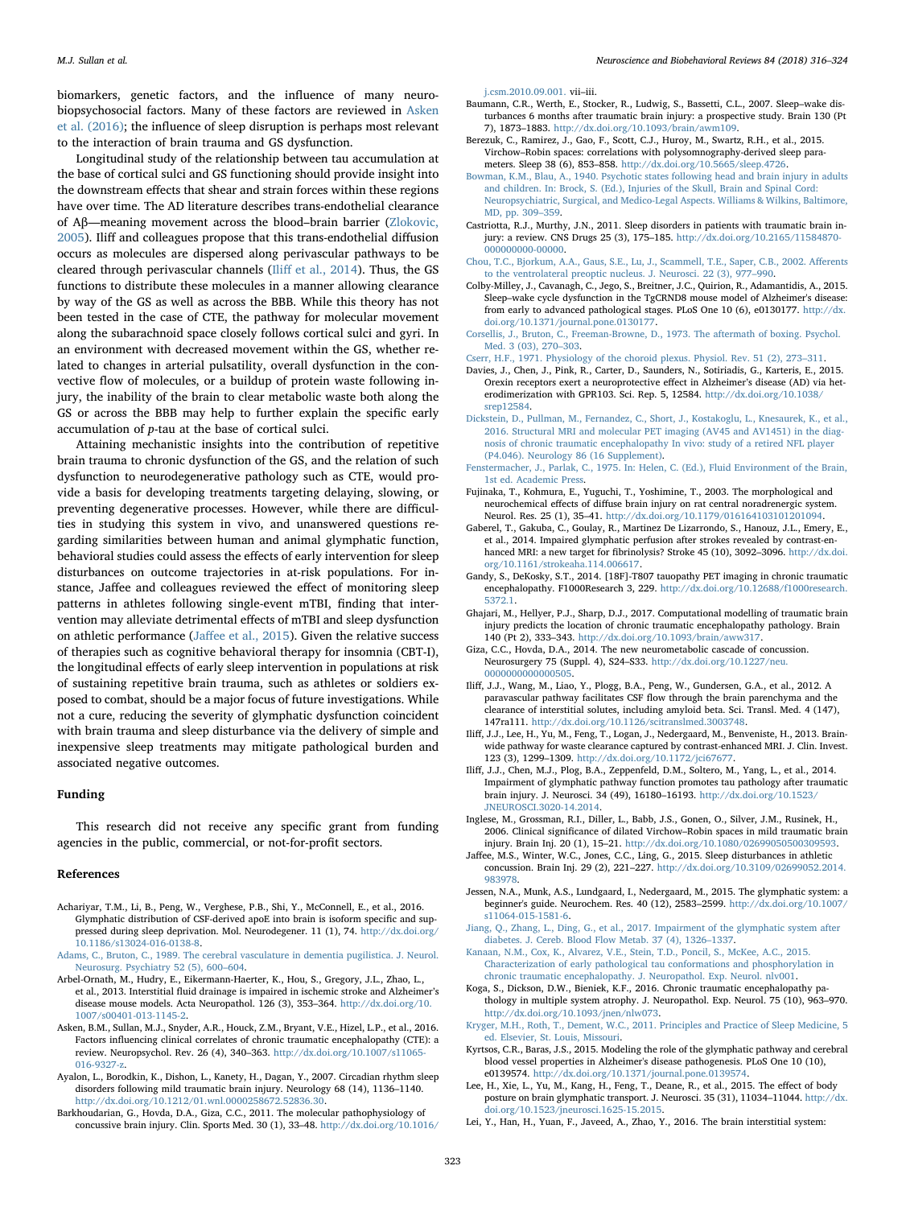biomarkers, genetic factors, and the influence of many neurobiopsychosocial factors. Many of these factors are reviewed in Asken et al. (2016); the influence of sleep disruption is perhaps most relevant to the interaction of brain trauma and GS dysfunction.

Longitudinal study of the relationship between tau accumulation at the base of cortical sulci and GS functioning should provide insight into the downstream effects that shear and strain forces within these regions have over time. The AD literature describes trans-endothelial clearance of Aβ—meaning movement across the blood–brain barrier (Zlokovic, 2005). Iliff and colleagues propose that this trans-endothelial diffusion occurs as molecules are dispersed along perivascular pathways to be cleared through perivascular channels (Iliff et al., 2014). Thus, the GS functions to distribute these molecules in a manner allowing clearance by way of the GS as well as across the BBB. While this theory has not been tested in the case of CTE, the pathway for molecular movement along the subarachnoid space closely follows cortical sulci and gyri. In an environment with decreased movement within the GS, whether related to changes in arterial pulsatility, overall dysfunction in the convective flow of molecules, or a buildup of protein waste following injury, the inability of the brain to clear metabolic waste both along the GS or across the BBB may help to further explain the specific early accumulation of *p*-tau at the base of cortical sulci.

Attaining mechanistic insights into the contribution of repetitive brain trauma to chronic dysfunction of the GS, and the relation of such dysfunction to neurodegenerative pathology such as CTE, would provide a basis for developing treatments targeting delaying, slowing, or preventing degenerative processes. However, while there are difficulties in studying this system in vivo, and unanswered questions regarding similarities between human and animal glymphatic function, behavioral studies could assess the effects of early intervention for sleep disturbances on outcome trajectories in at-risk populations. For instance, Jaffee and colleagues reviewed the effect of monitoring sleep patterns in athletes following single-event mTBI, finding that intervention may alleviate detrimental effects of mTBI and sleep dysfunction on athletic performance (Jaffee et al., 2015). Given the relative success of therapies such as cognitive behavioral therapy for insomnia (CBT-I), the longitudinal effects of early sleep intervention in populations at risk of sustaining repetitive brain trauma, such as athletes or soldiers exposed to combat, should be a major focus of future investigations. While not a cure, reducing the severity of glymphatic dysfunction coincident with brain trauma and sleep disturbance via the delivery of simple and inexpensive sleep treatments may mitigate pathological burden and associated negative outcomes.

## Funding

This research did not receive any specific grant from funding agencies in the public, commercial, or not-for-profit sectors.

## References

Achariyar, T.M., Li, B., Peng, W., Verghese, P.B., Shi, Y., McConnell, E., et al., 2016. Glymphatic distribution of CSF-derived apoE into brain is isoform specific and suppressed during sleep deprivation. Mol. Neurodegener. 11 (1), 74. http://dx.doi.org/10.1186/s13024-016-0138-8.

Adams, C., Bruton, C., 1989. The cerebral vasculature in dementia pugilistica. J. Neurol. Neurosurg. Psychiatry 52 (5), 600–604.

Arbel-Ornath, M., Hudry, E., Eikermann-Haerter, K., Hou, S., Gregory, J.L., Zhao, L., et al., 2013. Interstitial fluid drainage is impaired in ischemic stroke and Alzheimer's disease mouse models. Acta Neuropathol. 126 (3), 353–364. http://dx.doi.org/10.1007/s00401-013-1145-2.

Asken, B.M., Sullan, M.J., Snyder, A.R., Houck, Z.M., Bryant, V.E., Hizel, L.P., et al., 2016. Factors influencing clinical correlates of chronic traumatic encephalopathy (CTE): a review. Neuropsychol. Rev. 26 (4), 340–363. http://dx.doi.org/10.1007/s11065-016-9327-z.

Ayalon, L., Borodkin, K., Dishon, L., Kanety, H., Dagan, Y., 2007. Circadian rhythm sleep disorders following mild traumatic brain injury. Neurology 68 (14), 1136–1140. http://dx.doi.org/10.1212/01.wnl.0000258672.52836.30.

Barkhoudarian, G., Hovda, D.A., Giza, C.C., 2011. The molecular pathophysiology of concussive brain injury. Clin. Sports Med. 30 (1), 33–48. http://dx.doi.org/10.1016/j.csm.2010.09.001. vii–iii.

Baumann, C.R., Werth, E., Stocker, R., Ludwig, S., Bassetti, C.L., 2007. Sleep–wake disturbances 6 months after traumatic brain injury: a prospective study. Brain 130 (Pt 7), 1873–1883. http://dx.doi.org/10.1093/brain/awm109.

Berezuk, C., Ramirez, J., Gao, F., Scott, C.J., Huroy, M., Swartz, R.H., et al., 2015. Virchow–Robin spaces: correlations with polysomnography-derived sleep parameters. Sleep 38 (6), 853–858. http://dx.doi.org/10.5665/sleep.4726.

Bowman, K.M., Blau, A., 1940. Psychotic states following head and brain injury in adults and children. In: Brock, S. (Ed.), Injuries of the Skull, Brain and Spinal Cord: Neuropsychiatric, Surgical, and Medico-Legal Aspects. Williams & Wilkins, Baltimore, MD, pp. 309–359.

Castriotta, R.J., Murthy, J.N., 2011. Sleep disorders in patients with traumatic brain injury: a review. CNS Drugs 25 (3), 175–185. http://dx.doi.org/10.2165/11584870-000000000-00000.

Chou, T.C., Bjorkum, A.A., Gaus, S.E., Lu, J., Scammell, T.E., Saper, C.B., 2002. Afferents to the ventrolateral preoptic nucleus. J. Neurosci. 22 (3), 977–990.

Colby-Milley, J., Cavanagh, C., Jego, S., Breitner, J.C., Quirion, R., Adamantidis, A., 2015. Sleep–wake cycle dysfunction in the TgCRND8 mouse model of Alzheimer's disease: from early to advanced pathological stages. PLoS One 10 (6), e0130177. http://dx.doi.org/10.1371/journal.pone.0130177.

Corsellis, J., Bruton, C., Freeman-Browne, D., 1973. The aftermath of boxing. Psychol. Med. 3 (03), 270–303.

Cserr, H.F., 1971. Physiology of the choroid plexus. Physiol. Rev. 51 (2), 273–311.

Davies, J., Chen, J., Pink, R., Carter, D., Saunders, N., Sotiriadis, G., Karteris, E., 2015. Orexin receptors exert a neuroprotective effect in Alzheimer's disease (AD) via heterodimerization with GPR103. Sci. Rep. 5, 12584. http://dx.doi.org/10.1038/srep12584.

Dickstein, D., Pullman, M., Fernandez, C., Short, J., Kostakoglu, L., Knesaurek, K., et al., 2016. Structural MRI and molecular PET imaging (AV45 and AV1451) in the diagnosis of chronic traumatic encephalopathy In vivo: study of a retired NFL player (P4.046). Neurology 86 (16 Supplement).

Fenstermacher, J., Parlak, C., 1975. In: Helen, C. (Ed.), Fluid Environment of the Brain, 1st ed. Academic Press.

Fujinaka, T., Kohmura, E., Yuguchi, T., Yoshimine, T., 2003. The morphological and neurochemical effects of diffuse brain injury on rat central noradrenergic system. Neurol. Res. 25 (1), 35–41. http://dx.doi.org/10.1179/016164103101201094.

Gaberel, T., Gakuba, C., Goulay, R., Martinez De Lizarrondo, S., Hanouz, J.L., Emery, E., et al., 2014. Impaired glymphatic perfusion after strokes revealed by contrast-enhanced MRI: a new target for fibrinolysis? Stroke 45 (10), 3092–3096. http://dx.doi.org/10.1161/strokeaha.114.006617.

Gandy, S., DeKosky, S.T., 2014. [18F]-T807 tauopathy PET imaging in chronic traumatic encephalopathy. F1000Research 3, 229. http://dx.doi.org/10.12688/f1000research.5372.1.

Ghajari, M., Hellyer, P.J., Sharp, D.J., 2017. Computational modelling of traumatic brain injury predicts the location of chronic traumatic encephalopathy pathology. Brain 140 (Pt 2), 333–343. http://dx.doi.org/10.1093/brain/aww317.

Giza, C.C., Hovda, D.A., 2014. The new neurometabolic cascade of concussion. Neurosurgery 75 (Suppl. 4), S24–S33. http://dx.doi.org/10.1227/neu.0000000000000505.

Iliff, J.J., Wang, M., Liao, Y., Plogg, B.A., Peng, W., Gundersen, G.A., et al., 2012. A paravascular pathway facilitates CSF flow through the brain parenchyma and the clearance of interstitial solutes, including amyloid beta. Sci. Transl. Med. 4 (147), 147ra111. http://dx.doi.org/10.1126/scitranslmed.3003748.

Iliff, J.J., Lee, H., Yu, M., Feng, T., Logan, J., Nedergaard, M., Benveniste, H., 2013. Brain-wide pathway for waste clearance captured by contrast-enhanced MRI. J. Clin. Invest. 123 (3), 1299–1309. http://dx.doi.org/10.1172/jci67677.

Iliff, J.J., Chen, M.J., Plog, B.A., Zeppenfeld, D.M., Soltero, M., Yang, L., et al., 2014. Impairment of glymphatic pathway function promotes tau pathology after traumatic brain injury. J. Neurosci. 34 (49), 16180–16193. http://dx.doi.org/10.1523/JNEUROSCI.3020-14.2014.

Inglese, M., Grossman, R.I., Diller, L., Babb, J.S., Gonen, O., Silver, J.M., Rusinek, H., 2006. Clinical significance of dilated Virchow–Robin spaces in mild traumatic brain injury. Brain Inj. 20 (1), 15–21. http://dx.doi.org/10.1080/02699050500309593.

Jaffee, M.S., Winter, W.C., Jones, C.C., Ling, G., 2015. Sleep disturbances in athletic concussion. Brain Inj. 29 (2), 221–227. http://dx.doi.org/10.3109/02699052.2014.983978.

Jessen, N.A., Munk, A.S., Lundgaard, I., Nedergaard, M., 2015. The glymphatic system: a beginner's guide. Neurochem. Res. 40 (12), 2583–2599. http://dx.doi.org/10.1007/s11064-015-1581-6.

Jiang, Q., Zhang, L., Ding, G., et al., 2017. Impairment of the glymphatic system after diabetes. J. Cereb. Blood Flow Metab. 37 (4), 1326–1337.

Kanaan, N.M., Cox, K., Alvarez, V.E., Stein, T.D., Poncil, S., McKee, A.C., 2015. Characterization of early pathological tau conformations and phosphorylation in chronic traumatic encephalopathy. J. Neuropathol. Exp. Neurol. nlv001.

Koga, S., Dickson, D.W., Bieniek, K.F., 2016. Chronic traumatic encephalopathy pathology in multiple system atrophy. J. Neuropathol. Exp. Neurol. 75 (10), 963–970. http://dx.doi.org/10.1093/jnen/nlw073.

Kryger, M.H., Roth, T., Dement, W.C., 2011. Principles and Practice of Sleep Medicine, 5 ed. Elsevier, St. Louis, Missouri.

Kyrtsos, C.R., Baras, J.S., 2015. Modeling the role of the glymphatic pathway and cerebral blood vessel properties in Alzheimer's disease pathogenesis. PLoS One 10 (10), e0139574. http://dx.doi.org/10.1371/journal.pone.0139574.

Lee, H., Xie, L., Yu, M., Kang, H., Feng, T., Deane, R., et al., 2015. The effect of body posture on brain glymphatic transport. J. Neurosci. 35 (31), 11034–11044. http://dx.doi.org/10.1523/jneurosci.1625-15.2015.

Lei, Y., Han, H., Yuan, F., Javeed, A., Zhao, Y., 2016. The brain interstitial system: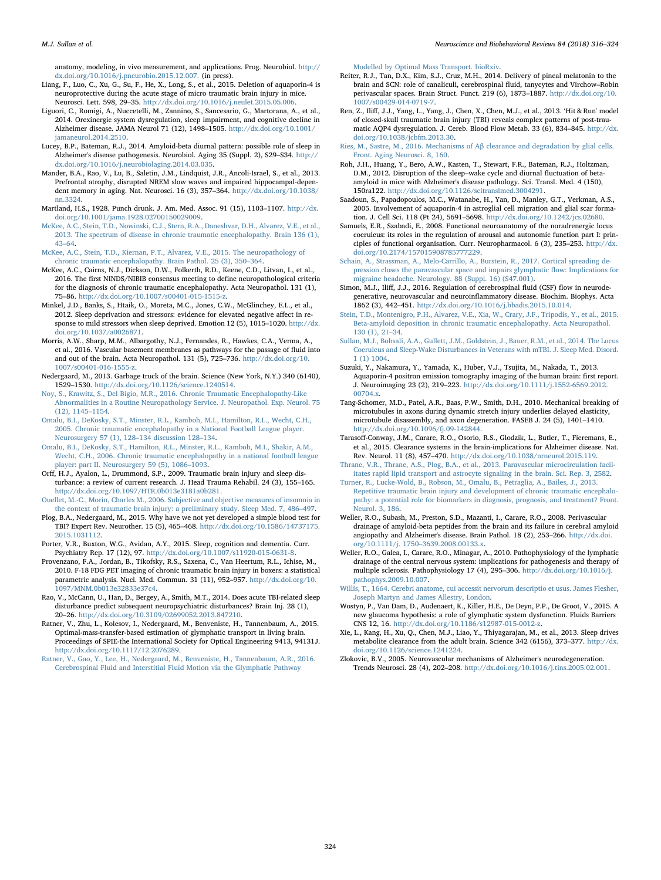anatomy, modeling, in vivo measurement, and applications. Prog. Neurobiol. http://dx.doi.org/10.1016/j.pneurobio.2015.12.007. (in press).

Liang, F., Luo, C., Xu, G., Su, F., He, X., Long, S., et al., 2015. Deletion of aquaporin-4 is neuroprotective during the acute stage of micro traumatic brain injury in mice. Neurosci. Lett. 598, 29–35. http://dx.doi.org/10.1016/j.neulet.2015.05.006.

Liguori, C., Romigi, A., Nuccetelli, M., Zannino, S., Sancesario, G., Martorana, A., et al., 2014. Orexinergic system dysregulation, sleep impairment, and cognitive decline in Alzheimer disease. JAMA Neurol 71 (12), 1498–1505. http://dx.doi.org/10.1001/jamaneurol.2014.2510.

Lucey, B.P., Bateman, R.J., 2014. Amyloid-beta diurnal pattern: possible role of sleep in Alzheimer's disease pathogenesis. Neurobiol. Aging 35 (Suppl. 2), S29–S34. http://dx.doi.org/10.1016/j.neurobiolaging.2014.03.035.

Mander, B.A., Rao, V., Lu, B., Saletin, J.M., Lindquist, J.R., Ancoli-Israel, S., et al., 2013. Prefrontal atrophy, disrupted NREM slow waves and impaired hippocampal-dependent memory in aging. Nat. Neurosci. 16 (3), 357–364. http://dx.doi.org/10.1038/nn.3324.

Martland, H.S., 1928. Punch drunk. J. Am. Med. Assoc. 91 (15), 1103–1107. http://dx.doi.org/10.1001/jama.1928.02700150029009.

McKee, A.C., Stein, T.D., Nowinski, C.J., Stern, R.A., Daneshvar, D.H., Alvarez, V.E., et al., 2013. The spectrum of disease in chronic traumatic encephalopathy. Brain 136 (1), 43–64.

McKee, A.C., Stein, T.D., Kiernan, P.T., Alvarez, V.E., 2015. The neuropathology of chronic traumatic encephalopathy. Brain Pathol. 25 (3), 350–364.

McKee, A.C., Cairns, N.J., Dickson, D.W., Folkerth, R.D., Keene, C.D., Litvan, I., et al., 2016. The first NINDS/NIBIB consensus meeting to define neuropathological criteria for the diagnosis of chronic traumatic encephalopathy. Acta Neuropathol. 131 (1), 75–86. http://dx.doi.org/10.1007/s00401-015-1515-z.

Minkel, J.D., Banks, S., Htaik, O., Moreta, M.C., Jones, C.W., McGlinchey, E.L., et al., 2012. Sleep deprivation and stressors: evidence for elevated negative affect in response to mild stressors when sleep deprived. Emotion 12 (5), 1015–1020. http://dx.doi.org/10.1037/a0026871.

Morris, A.W., Sharp, M.M., Albargothy, N.J., Fernandes, R., Hawkes, C.A., Verma, A., et al., 2016. Vascular basement membranes as pathways for the passage of fluid into and out of the brain. Acta Neuropathol. 131 (5), 725–736. http://dx.doi.org/10.1007/s00401-016-1555-z.

Nedergaard, M., 2013. Garbage truck of the brain. Science (New York, N.Y.) 340 (6140), 1529–1530. http://dx.doi.org/10.1126/science.1240514.

Noy, S., Krawitz, S., Del Bigio, M.R., 2016. Chronic Traumatic Encephalopathy-Like Abnormalities in a Routine Neuropathology Service. J. Neuropathol. Exp. Neurol. 75 (12), 1145–1154.

Omalu, B.I., DeKosky, S.T., Minster, R.L., Kamboh, M.I., Hamilton, R.L., Wecht, C.H., 2005. Chronic traumatic encephalopathy in a National Football League player. Neurosurgery 57 (1), 128–134 discussion 128–134.

Omalu, B.I., DeKosky, S.T., Hamilton, R.L., Minster, R.L., Kamboh, M.I., Shakir, A.M., Wecht, C.H., 2006. Chronic traumatic encephalopathy in a national football league player: part II. Neurosurgery 59 (5), 1086–1093.

Orff, H.J., Ayalon, L., Drummond, S.P., 2009. Traumatic brain injury and sleep disturbance: a review of current research. J. Head Trauma Rehabil. 24 (3), 155–165. http://dx.doi.org/10.1097/HTR.0b013e3181a0b281.

Ouellet, M.-C., Morin, Charles M., 2006. Subjective and objective measures of insomnia in the context of traumatic brain injury: a preliminary study. Sleep Med. 7, 486–497.

Plog, B.A., Nedergaard, M., 2015. Why have we not yet developed a simple blood test for TBI? Expert Rev. Neurother. 15 (5), 465–468. http://dx.doi.org/10.1586/14737175.2015.1031112.

Porter, V.R., Buxton, W.G., Avidan, A.Y., 2015. Sleep, cognition and dementia. Curr. Psychiatry Rep. 17 (12), 97. http://dx.doi.org/10.1007/s11920-015-0631-8.

Provenzano, F.A., Jordan, B., Tikofsky, R.S., Saxena, C., Van Heertum, R.L., Ichise, M., 2010. F-18 FDG PET imaging of chronic traumatic brain injury in boxers: a statistical parametric analysis. Nucl. Med. Commun. 31 (11), 952–957. http://dx.doi.org/10.1097/MNM.0b013e32833e37c4.

Rao, V., McCann, U., Han, D., Bergey, A., Smith, M.T., 2014. Does acute TBI-related sleep disturbance predict subsequent neuropsychiatric disturbances? Brain Inj. 28 (1), 20–26. http://dx.doi.org/10.3109/02699052.2013.847210.

Ratner, V., Zhu, L., Kolesov, I., Nedergaard, M., Benveniste, H., Tannenbaum, A., 2015. Optimal-mass-transfer-based estimation of glymphatic transport in living brain. Proceedings of SPIE-the International Society for Optical Engineering 9413, 94131J. http://dx.doi.org/10.1117/12.2076289.

Ratner, V., Gao, Y., Lee, H., Nedergaard, M., Benveniste, H., Tannenbaum, A.R., 2016. Cerebrospinal Fluid and Interstitial Fluid Motion via the Glymphatic Pathway Modelled by Optimal Mass Transport. bioRxiv.

Reiter, R.J., Tan, D.X., Kim, S.J., Cruz, M.H., 2014. Delivery of pineal melatonin to the brain and SCN: role of canaliculi, cerebrospinal fluid, tanycytes and Virchow–Robin perivascular spaces. Brain Struct. Funct. 219 (6), 1873–1887. http://dx.doi.org/10.1007/s00429-014-0719-7.

Ren, Z., Iliff, J.J., Yang, L., Yang, J., Chen, X., Chen, M.J., et al., 2013. 'Hit & Run' model of closed-skull traumatic brain injury (TBI) reveals complex patterns of post-traumatic AQP4 dysregulation. J. Cereb. Blood Flow Metab. 33 (6), 834–845. http://dx.doi.org/10.1038/jcbfm.2013.30.

Ries, M., Sastre, M., 2016. Mechanisms of Aβ clearance and degradation by glial cells. Front. Aging Neurosci. 8, 160.

Roh, J.H., Huang, Y., Bero, A.W., Kasten, T., Stewart, F.R., Bateman, R.J., Holtzman, D.M., 2012. Disruption of the sleep–wake cycle and diurnal fluctuation of beta-amyloid in mice with Alzheimer's disease pathology. Sci. Transl. Med. 4 (150), 150ra122. http://dx.doi.org/10.1126/scitranslmed.3004291.

Saadoun, S., Papadopoulos, M.C., Watanabe, H., Yan, D., Manley, G.T., Verkman, A.S., 2005. Involvement of aquaporin-4 in astroglial cell migration and glial scar formation. J. Cell Sci. 118 (Pt 24), 5691–5698. http://dx.doi.org/10.1242/jcs.02680.

Samuels, E.R., Szabadi, E., 2008. Functional neuroanatomy of the noradrenergic locus coeruleus: its roles in the regulation of arousal and autonomic function part I: principles of functional organisation. Curr. Neuropharmacol. 6 (3), 235–253. http://dx.doi.org/10.2174/157015908785777229.

Schain, A., Strassman, A., Melo-Carrillo, A., Burstein, R., 2017. Cortical spreading depression closes the paravascular space and impairs glymphatic flow: Implications for migraine headache. Neurology. 88 (Suppl. 16) (S47.001).

Simon, M.J., Iliff, J.J., 2016. Regulation of cerebrospinal fluid (CSF) flow in neurodegenerative, neurovascular and neuroinflammatory disease. Biochim. Biophys. Acta 1862 (3), 442–451. http://dx.doi.org/10.1016/j.bbadis.2015.10.014.

Stein, T.D., Montenigro, P.H., Alvarez, V.E., Xia, W., Crary, J.F., Tripodis, Y., et al., 2015. Beta-amyloid deposition in chronic traumatic encephalopathy. Acta Neuropathol. 130 (1), 21–34.

Sullan, M.J., Bohsali, A.A., Gullett, J.M., Goldstein, J., Bauer, R.M., et al., 2014. The Locus Coeruleus and Sleep-Wake Disturbances in Veterans with mTBI. J. Sleep Med. Disord. 1 (1) 1004.

Suzuki, Y., Nakamura, Y., Yamada, K., Huber, V.J., Tsujita, M., Nakada, T., 2013. Aquaporin-4 positron emission tomography imaging of the human brain: first report. J. Neuroimaging 23 (2), 219–223. http://dx.doi.org/10.1111/j.1552-6569.2012.00704.x.

Tang-Schomer, M.D., Patel, A.R., Baas, P.W., Smith, D.H., 2010. Mechanical breaking of microtubules in axons during dynamic stretch injury underlies delayed elasticity, microtubule disassembly, and axon degeneration. FASEB J. 24 (5), 1401–1410. http://dx.doi.org/10.1096/fj.09-142844.

Tarasoff-Conway, J.M., Carare, R.O., Osorio, R.S., Glodzik, L., Butler, T., Fieremans, E., et al., 2015. Clearance systems in the brain-implications for Alzheimer disease. Nat. Rev. Neurol. 11 (8), 457–470. http://dx.doi.org/10.1038/nrneurol.2015.119.

Thrane, V.R., Thrane, A.S., Plog, B.A., et al., 2013. Paravascular microcirculation facilitates rapid lipid transport and astrocyte signaling in the brain. Sci. Rep. 3, 2582.

Turner, R., Lucke-Wold, B., Robson, M., Omalu, B., Petraglia, A., Bailes, J., 2013. Repetitive traumatic brain injury and development of chronic traumatic encephalopathy: a potential role for biomarkers in diagnosis, prognosis, and treatment? Front. Neurol. 3, 186.

Weller, R.O., Subash, M., Preston, S.D., Mazanti, I., Carare, R.O., 2008. Perivascular drainage of amyloid-beta peptides from the brain and its failure in cerebral amyloid angiopathy and Alzheimer's disease. Brain Pathol. 18 (2), 253–266. http://dx.doi.org/10.1111/j. 1750–3639.2008.00133.x.

Weller, R.O., Galea, I., Carare, R.O., Minagar, A., 2010. Pathophysiology of the lymphatic drainage of the central nervous system: implications for pathogenesis and therapy of multiple sclerosis. Pathophysiology 17 (4), 295–306. http://dx.doi.org/10.1016/j.pathophys.2009.10.007.

Willis, T., 1664. Cerebri anatome, cui accessit nervorum descriptio et usus. James Flesher, Joseph Martyn and James Allestry, London.

Wostyn, P., Van Dam, D., Audenaert, K., Killer, H.E., De Deyn, P.P., De Groot, V., 2015. A new glaucoma hypothesis: a role of glymphatic system dysfunction. Fluids Barriers CNS 12, 16. http://dx.doi.org/10.1186/s12987-015-0012-z.

Xie, L., Kang, H., Xu, Q., Chen, M.J., Liao, Y., Thiyagarajan, M., et al., 2013. Sleep drives metabolite clearance from the adult brain. Science 342 (6156), 373–377. http://dx.doi.org/10.1126/science.1241224.

Zlokovic, B.V., 2005. Neurovascular mechanisms of Alzheimer's neurodegeneration. Trends Neurosci. 28 (4), 202–208. http://dx.doi.org/10.1016/j.tins.2005.02.001.